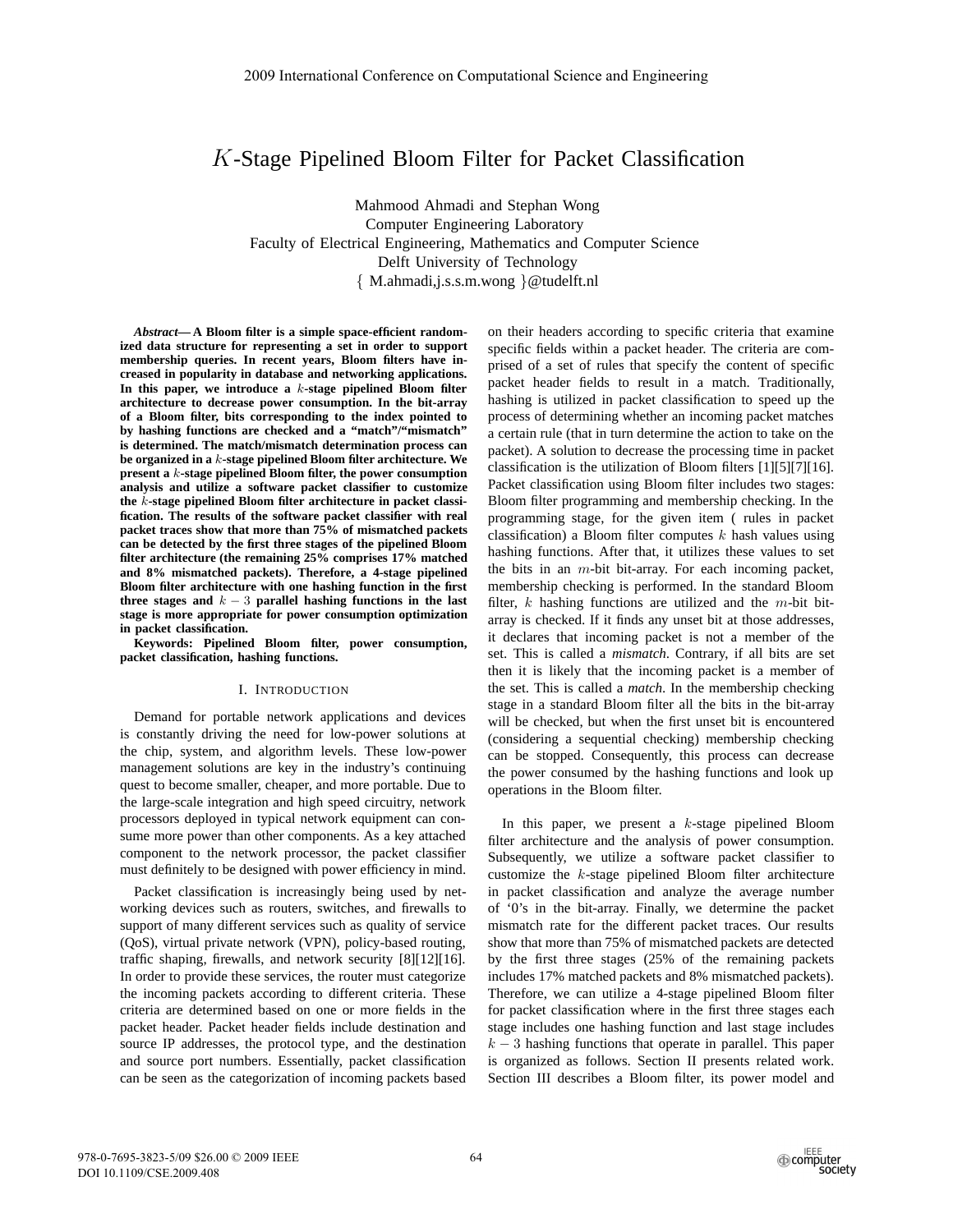# $K$-Stage Pipelined Bloom Filter for Packet Classification

Mahmood Ahmadi and Stephan Wong
Computer Engineering Laboratory
Faculty of Electrical Engineering, Mathematics and Computer Science
Delft University of Technology
{ M.ahmadi,j.s.s.m.wong }@tudelft.nl

***Abstract*— A Bloom filter is a simple space-efficient randomized data structure for representing a set in order to support membership queries. In recent years, Bloom filters have increased in popularity in database and networking applications. In this paper, we introduce a $k$-stage pipelined Bloom filter architecture to decrease power consumption. In the bit-array of a Bloom filter, bits corresponding to the index pointed to by hashing functions are checked and a "match"/"mismatch" is determined. The match/mismatch determination process can be organized in a $k$-stage pipelined Bloom filter architecture. We present a $k$-stage pipelined Bloom filter, the power consumption analysis and utilize a software packet classifier to customize the $k$-stage pipelined Bloom filter architecture in packet classification. The results of the software packet classifier with real packet traces show that more than 75% of mismatched packets can be detected by the first three stages of the pipelined Bloom filter architecture (the remaining 25% comprises 17% matched and 8% mismatched packets). Therefore, a 4-stage pipelined Bloom filter architecture with one hashing function in the first three stages and $k-3$ parallel hashing functions in the last stage is more appropriate for power consumption optimization in packet classification.**

**Keywords: Pipelined Bloom filter, power consumption, packet classification, hashing functions.**

## I. Introduction

Demand for portable network applications and devices is constantly driving the need for low-power solutions at the chip, system, and algorithm levels. These low-power management solutions are key in the industry's continuing quest to become smaller, cheaper, and more portable. Due to the large-scale integration and high speed circuitry, network processors deployed in typical network equipment can consume more power than other components. As a key attached component to the network processor, the packet classifier must definitely to be designed with power efficiency in mind.

Packet classification is increasingly being used by networking devices such as routers, switches, and firewalls to support of many different services such as quality of service (QoS), virtual private network (VPN), policy-based routing, traffic shaping, firewalls, and network security [8][12][16]. In order to provide these services, the router must categorize the incoming packets according to different criteria. These criteria are determined based on one or more fields in the packet header. Packet header fields include destination and source IP addresses, the protocol type, and the destination and source port numbers. Essentially, packet classification can be seen as the categorization of incoming packets based on their headers according to specific criteria that examine specific fields within a packet header. The criteria are comprised of a set of rules that specify the content of specific packet header fields to result in a match. Traditionally, hashing is utilized in packet classification to speed up the process of determining whether an incoming packet matches a certain rule (that in turn determine the action to take on the packet). A solution to decrease the processing time in packet classification is the utilization of Bloom filters [1][5][7][16]. Packet classification using Bloom filter includes two stages: Bloom filter programming and membership checking. In the programming stage, for the given item ( rules in packet classification) a Bloom filter computes $k$ hash values using hashing functions. After that, it utilizes these values to set the bits in an $m$-bit bit-array. For each incoming packet, membership checking is performed. In the standard Bloom filter, $k$ hashing functions are utilized and the $m$-bit bit-array is checked. If it finds any unset bit at those addresses, it declares that incoming packet is not a member of the set. This is called a *mismatch*. Contrary, if all bits are set then it is likely that the incoming packet is a member of the set. This is called a *match*. In the membership checking stage in a standard Bloom filter all the bits in the bit-array will be checked, but when the first unset bit is encountered (considering a sequential checking) membership checking can be stopped. Consequently, this process can decrease the power consumed by the hashing functions and look up operations in the Bloom filter.

In this paper, we present a $k$-stage pipelined Bloom filter architecture and the analysis of power consumption. Subsequently, we utilize a software packet classifier to customize the $k$-stage pipelined Bloom filter architecture in packet classification and analyze the average number of '0's in the bit-array. Finally, we determine the packet mismatch rate for the different packet traces. Our results show that more than 75% of mismatched packets are detected by the first three stages (25% of the remaining packets includes 17% matched packets and 8% mismatched packets). Therefore, we can utilize a 4-stage pipelined Bloom filter for packet classification where in the first three stages each stage includes one hashing function and last stage includes $k-3$ hashing functions that operate in parallel. This paper is organized as follows. Section II presents related work. Section III describes a Bloom filter, its power model and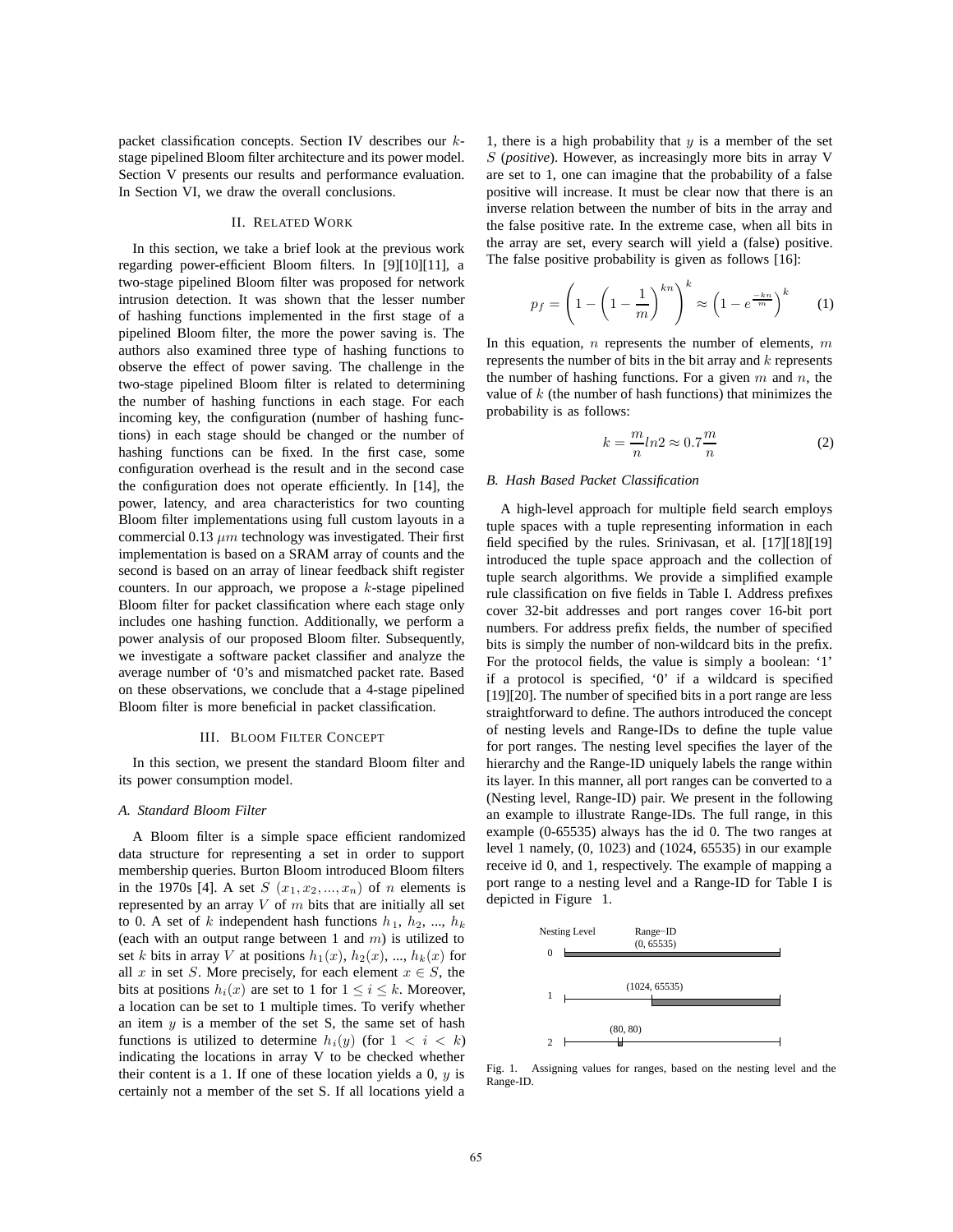packet classification concepts. Section IV describes our $k$-stage pipelined Bloom filter architecture and its power model. Section V presents our results and performance evaluation. In Section VI, we draw the overall conclusions.

## II. Related Work

In this section, we take a brief look at the previous work regarding power-efficient Bloom filters. In [9][10][11], a two-stage pipelined Bloom filter was proposed for network intrusion detection. It was shown that the lesser number of hashing functions implemented in the first stage of a pipelined Bloom filter, the more the power saving is. The authors also examined three type of hashing functions to observe the effect of power saving. The challenge in the two-stage pipelined Bloom filter is related to determining the number of hashing functions in each stage. For each incoming key, the configuration (number of hashing functions) in each stage should be changed or the number of hashing functions can be fixed. In the first case, some configuration overhead is the result and in the second case the configuration does not operate efficiently. In [14], the power, latency, and area characteristics for two counting Bloom filter implementations using full custom layouts in a commercial 0.13 $\mu m$ technology was investigated. Their first implementation is based on a SRAM array of counts and the second is based on an array of linear feedback shift register counters. In our approach, we propose a $k$-stage pipelined Bloom filter for packet classification where each stage only includes one hashing function. Additionally, we perform a power analysis of our proposed Bloom filter. Subsequently, we investigate a software packet classifier and analyze the average number of '0's and mismatched packet rate. Based on these observations, we conclude that a 4-stage pipelined Bloom filter is more beneficial in packet classification.

## III. Bloom Filter Concept

In this section, we present the standard Bloom filter and its power consumption model.

### A. Standard Bloom Filter

A Bloom filter is a simple space efficient randomized data structure for representing a set in order to support membership queries. Burton Bloom introduced Bloom filters in the 1970s [4]. A set $S$ $(x_1, x_2, ..., x_n)$ of $n$ elements is represented by an array $V$ of $m$ bits that are initially all set to 0. A set of $k$ independent hash functions $h_1$, $h_2$, ..., $h_k$ (each with an output range between 1 and $m$) is utilized to set $k$ bits in array $V$ at positions $h_1(x)$, $h_2(x)$, ..., $h_k(x)$ for all $x$ in set $S$. More precisely, for each element $x \in S$, the bits at positions $h_i(x)$ are set to 1 for $1 \leq i \leq k$. Moreover, a location can be set to 1 multiple times. To verify whether an item $y$ is a member of the set S, the same set of hash functions is utilized to determine $h_i(y)$ (for $1 < i < k$) indicating the locations in array V to be checked whether their content is a 1. If one of these location yields a 0, $y$ is certainly not a member of the set S. If all locations yield a 1, there is a high probability that $y$ is a member of the set $S$ (***positive***). However, as increasingly more bits in array V are set to 1, one can imagine that the probability of a false positive will increase. It must be clear now that there is an inverse relation between the number of bits in the array and the false positive rate. In the extreme case, when all bits in the array are set, every search will yield a (false) positive. The false positive probability is given as follows [16]:

$$p_f = \left(1 - \left(1 - \frac{1}{m}\right)^{kn}\right)^k \approx \left(1 - e^{\frac{-kn}{m}}\right)^k \qquad (1)$$

In this equation, $n$ represents the number of elements, $m$ represents the number of bits in the bit array and $k$ represents the number of hashing functions. For a given $m$ and $n$, the value of $k$ (the number of hash functions) that minimizes the probability is as follows:

$$k = \frac{m}{n} ln2 \approx 0.7\frac{m}{n} \qquad (2)$$

### B. Hash Based Packet Classification

A high-level approach for multiple field search employs tuple spaces with a tuple representing information in each field specified by the rules. Srinivasan, et al. [17][18][19] introduced the tuple space approach and the collection of tuple search algorithms. We provide a simplified example rule classification on five fields in Table I. Address prefixes cover 32-bit addresses and port ranges cover 16-bit port numbers. For address prefix fields, the number of specified bits is simply the number of non-wildcard bits in the prefix. For the protocol fields, the value is simply a boolean: '1' if a protocol is specified, '0' if a wildcard is specified [19][20]. The number of specified bits in a port range are less straightforward to define. The authors introduced the concept of nesting levels and Range-IDs to define the tuple value for port ranges. The nesting level specifies the layer of the hierarchy and the Range-ID uniquely labels the range within its layer. In this manner, all port ranges can be converted to a (Nesting level, Range-ID) pair. We present in the following an example to illustrate Range-IDs. The full range, in this example (0-65535) always has the id 0. The two ranges at level 1 namely, (0, 1023) and (1024, 65535) in our example receive id 0, and 1, respectively. The example of mapping a port range to a nesting level and a Range-ID for Table I is depicted in Figure 1.

Fig. 1. Assigning values for ranges, based on the nesting level and the Range-ID.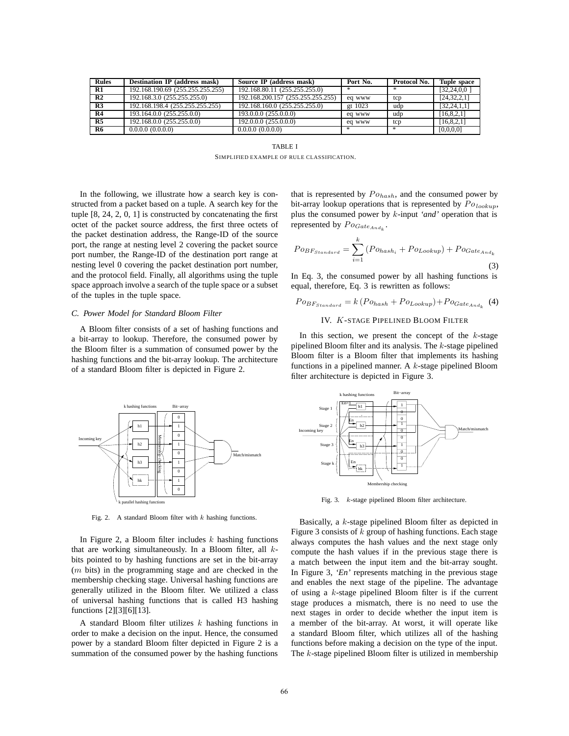| Rules | Destination IP (address mask) | Source IP (address mask) | Port No. | Protocol No. | Tuple space |
|---|---|---|---|---|---|
| R1 | 192.168.190.69 (255.255.255.255) | 192.168.80.11 (255.255.255.0) | * | * | [32,24,0,0 ] |
| R2 | 192.168.3.0 (255.255.255.0) | 192.168.200.157 (255.255.255.255) | eq www | tcp | [24,32,2,1] |
| R3 | 192.168.198.4 (255.255.255.255) | 192.168.160.0 (255.255.255.0) | gt 1023 | udp | [32,24,1,1] |
| R4 | 193.164.0.0 (255.255.0.0) | 193.0.0.0 (255.0.0.0) | eq www | udp | [16,8,2,1] |
| R5 | 192.168.0.0 (255.255.0.0) | 192.0.0.0 (255.0.0.0) | eq www | tcp | [16,8,2,1] |
| R6 | 0.0.0.0 (0.0.0.0) | 0.0.0.0 (0.0.0.0) | * | * | [0,0,0,0] |

TABLE I
SIMPLIFIED EXAMPLE OF RULE CLASSIFICATION.

In the following, we illustrate how a search key is constructed from a packet based on a tuple. A search key for the tuple [8, 24, 2, 0, 1] is constructed by concatenating the first octet of the packet source address, the first three octets of the packet destination address, the Range-ID of the source port, the range at nesting level 2 covering the packet source port number, the Range-ID of the destination port range at nesting level 0 covering the packet destination port number, and the protocol field. Finally, all algorithms using the tuple space approach involve a search of the tuple space or a subset of the tuples in the tuple space.

### *C. Power Model for Standard Bloom Filter*

A Bloom filter consists of a set of hashing functions and a bit-array to lookup. Therefore, the consumed power by the Bloom filter is a summation of consumed power by the hashing functions and the bit-array lookup. The architecture of a standard Bloom filter is depicted in Figure 2.

Fig. 2. A standard Bloom filter with $k$ hashing functions.

In Figure 2, a Bloom filter includes $k$ hashing functions that are working simultaneously. In a Bloom filter, all $k$-bits pointed to by hashing functions are set in the bit-array ($m$ bits) in the programming stage and are checked in the membership checking stage. Universal hashing functions are generally utilized in the Bloom filter. We utilized a class of universal hashing functions that is called H3 hashing functions [2][3][6][13].

A standard Bloom filter utilizes $k$ hashing functions in order to make a decision on the input. Hence, the consumed power by a standard Bloom filter depicted in Figure 2 is a summation of the consumed power by the hashing functions that is represented by $Po_{hash}$, and the consumed power by bit-array lookup operations that is represented by $Po_{lookup}$, plus the consumed power by $k$-input *'and'* operation that is represented by $Po_{Gate_{And_k}}$.

$$Po_{BF_{Standard}} = \sum_{i=1}^{k} \left(Po_{hash_i} + Po_{Lookup}\right) + Po_{Gate_{And_k}} \tag{3}$$

In Eq. 3, the consumed power by all hashing functions is equal, therefore, Eq. 3 is rewritten as follows:

$$Po_{BF_{Standard}} = k\left(Po_{hash} + Po_{Lookup}\right) + Po_{Gate_{And_k}} \tag{4}$$

## IV. $K$-STAGE PIPELINED BLOOM FILTER

In this section, we present the concept of the $k$-stage pipelined Bloom filter and its analysis. The $k$-stage pipelined Bloom filter is a Bloom filter that implements its hashing functions in a pipelined manner. A $k$-stage pipelined Bloom filter architecture is depicted in Figure 3.

Fig. 3. $k$-stage pipelined Bloom filter architecture.

Basically, a $k$-stage pipelined Bloom filter as depicted in Figure 3 consists of $k$ group of hashing functions. Each stage always computes the hash values and the next stage only compute the hash values if in the previous stage there is a match between the input item and the bit-array sought. In Figure 3, *'En'* represents matching in the previous stage and enables the next stage of the pipeline. The advantage of using a $k$-stage pipelined Bloom filter is if the current stage produces a mismatch, there is no need to use the next stages in order to decide whether the input item is a member of the bit-array. At worst, it will operate like a standard Bloom filter, which utilizes all of the hashing functions before making a decision on the type of the input. The $k$-stage pipelined Bloom filter is utilized in membership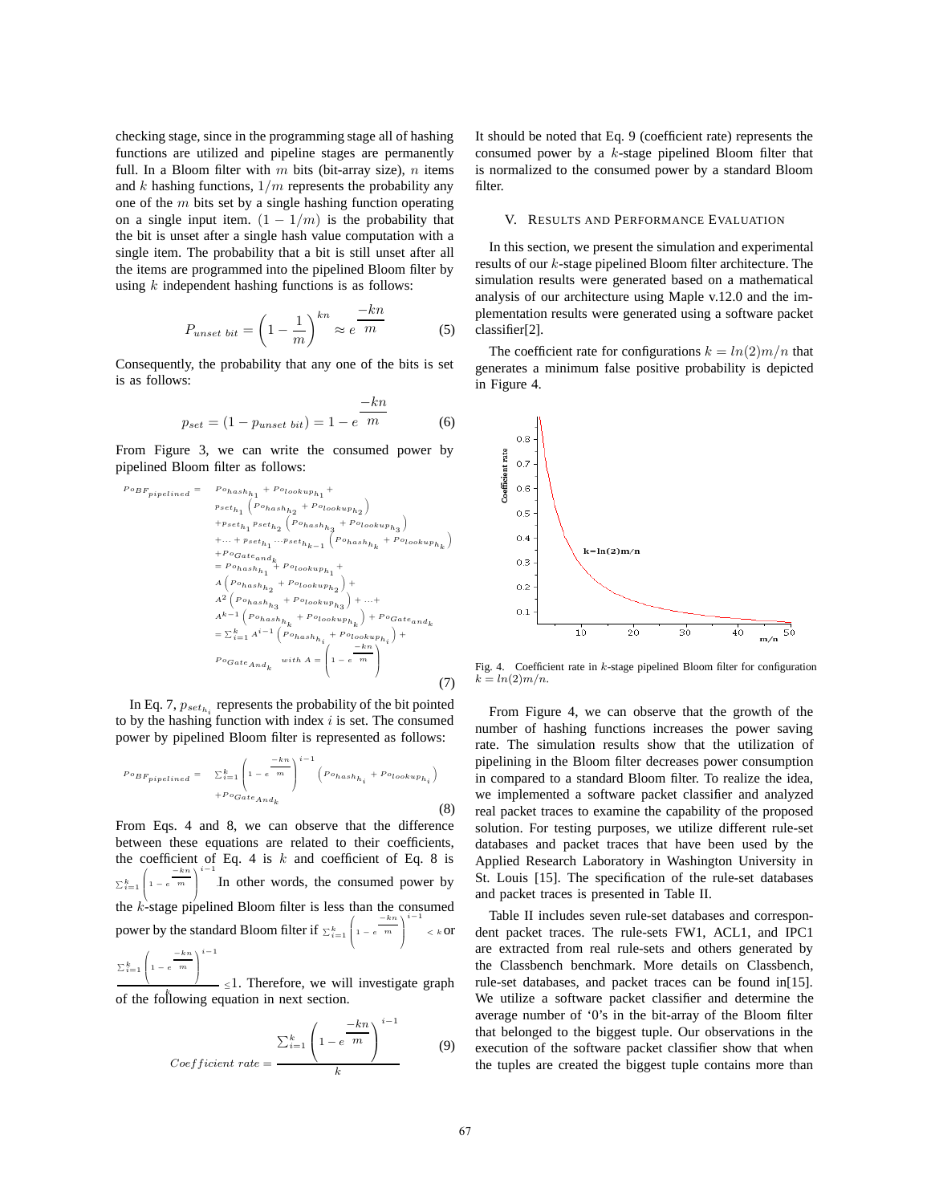checking stage, since in the programming stage all of hashing functions are utilized and pipeline stages are permanently full. In a Bloom filter with $m$ bits (bit-array size), $n$ items and $k$ hashing functions, $1/m$ represents the probability any one of the $m$ bits set by a single hashing function operating on a single input item. $(1 - 1/m)$ is the probability that the bit is unset after a single hash value computation with a single item. The probability that a bit is still unset after all the items are programmed into the pipelined Bloom filter by using $k$ independent hashing functions is as follows:

$$P_{unset\ bit} = \left(1 - \frac{1}{m}\right)^{kn} \approx e^{\frac{-kn}{m}} \tag{5}$$

Consequently, the probability that any one of the bits is set is as follows:

$$p_{set} = (1 - p_{unset\ bit}) = 1 - e^{\frac{-kn}{m}} \tag{6}$$

From Figure 3, we can write the consumed power by pipelined Bloom filter as follows:

$$\begin{aligned}
Po_{BF_{pipelined}} = \; & Po_{hash_{h_1}} + Po_{lookup_{h_1}} + \\
& p_{set_{h_1}} \left(Po_{hash_{h_2}} + Po_{lookup_{h_2}}\right) \\
& + p_{set_{h_1}} p_{set_{h_2}} \left(Po_{hash_{h_3}} + Po_{lookup_{h_3}}\right) \\
& + \ldots + p_{set_{h_1}} \cdots p_{set_{h_{k-1}}} \left(Po_{hash_{h_k}} + Po_{lookup_{h_k}}\right) \\
& + Po_{Gate_{and_k}} \\
= \; & Po_{hash_{h_1}} + Po_{lookup_{h_1}} + \\
& A \left(Po_{hash_{h_2}} + Po_{lookup_{h_2}}\right) + \\
& A^2 \left(Po_{hash_{h_3}} + Po_{lookup_{h_3}}\right) + \ldots + \\
& A^{k-1} \left(Po_{hash_{h_k}} + Po_{lookup_{h_k}}\right) + Po_{Gate_{and_k}} \\
= \; & \textstyle\sum_{i=1}^{k} A^{i-1} \left(Po_{hash_{h_i}} + Po_{lookup_{h_i}}\right) + \\
& Po_{Gate_{And_k}} \quad with\ A = \left(1 - e^{\frac{-kn}{m}}\right)
\end{aligned} \tag{7}$$

In Eq. 7, $p_{set_{h_i}}$ represents the probability of the bit pointed to by the hashing function with index $i$ is set. The consumed power by pipelined Bloom filter is represented as follows:

$$\begin{aligned}
Po_{BF_{pipelined}} = \; & \textstyle\sum_{i=1}^{k} \left(1 - e^{\frac{-kn}{m}}\right)^{i-1} \left(Po_{hash_{h_i}} + Po_{lookup_{h_i}}\right) \\
& + Po_{Gate_{And_k}}
\end{aligned} \tag{8}$$

From Eqs. 4 and 8, we can observe that the difference between these equations are related to their coefficients, the coefficient of Eq. 4 is $k$ and coefficient of Eq. 8 is $\sum_{i=1}^{k} \left(1 - e^{\frac{-kn}{m}}\right)^{i-1}$. In other words, the consumed power by the $k$-stage pipelined Bloom filter is less than the consumed power by the standard Bloom filter if $\sum_{i=1}^{k} \left(1 - e^{\frac{-kn}{m}}\right)^{i-1} < k$ or $\frac{\sum_{i=1}^{k} \left(1 - e^{\frac{-kn}{m}}\right)^{i-1}}{k} \leq 1$. Therefore, we will investigate graph of the following equation in next section.

$$Coefficient\ rate = \frac{\sum_{i=1}^{k} \left(1 - e^{\frac{-kn}{m}}\right)^{i-1}}{k} \tag{9}$$

It should be noted that Eq. 9 (coefficient rate) represents the consumed power by a $k$-stage pipelined Bloom filter that is normalized to the consumed power by a standard Bloom filter.

## V. Results and Performance Evaluation

In this section, we present the simulation and experimental results of our $k$-stage pipelined Bloom filter architecture. The simulation results were generated based on a mathematical analysis of our architecture using Maple v.12.0 and the implementation results were generated using a software packet classifier[2].

The coefficient rate for configurations $k = ln(2)m/n$ that generates a minimum false positive probability is depicted in Figure 4.

Fig. 4. Coefficient rate in $k$-stage pipelined Bloom filter for configuration $k = ln(2)m/n$.

From Figure 4, we can observe that the growth of the number of hashing functions increases the power saving rate. The simulation results show that the utilization of pipelining in the Bloom filter decreases power consumption in compared to a standard Bloom filter. To realize the idea, we implemented a software packet classifier and analyzed real packet traces to examine the capability of the proposed solution. For testing purposes, we utilize different rule-set databases and packet traces that have been used by the Applied Research Laboratory in Washington University in St. Louis [15]. The specification of the rule-set databases and packet traces is presented in Table II.

Table II includes seven rule-set databases and correspondent packet traces. The rule-sets FW1, ACL1, and IPC1 are extracted from real rule-sets and others generated by the Classbench benchmark. More details on Classbench, rule-set databases, and packet traces can be found in[15]. We utilize a software packet classifier and determine the average number of '0's in the bit-array of the Bloom filter that belonged to the biggest tuple. Our observations in the execution of the software packet classifier show that when the tuples are created the biggest tuple contains more than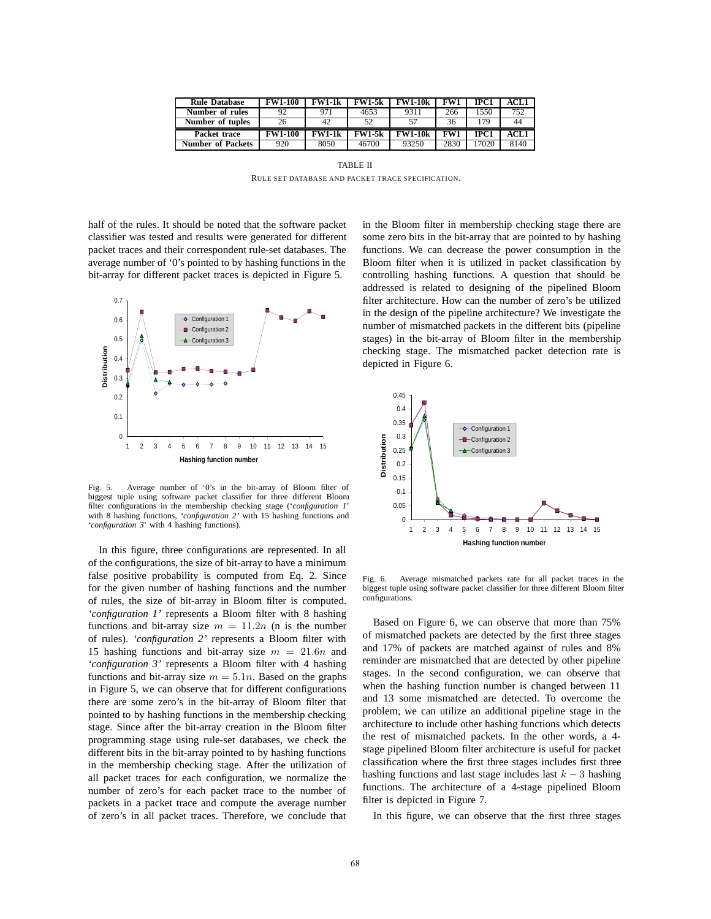| Rule Database | FW1-100 | FW1-1k | FW1-5k | FW1-10k | FW1 | IPC1 | ACL1 |
|---|---|---|---|---|---|---|---|
| Number of rules | 92 | 971 | 4653 | 9311 | 266 | 1550 | 752 |
| Number of tuples | 26 | 42 | 52 | 57 | 36 | 179 | 44 |
| **Packet trace** | **FW1-100** | **FW1-1k** | **FW1-5k** | **FW1-10k** | **FW1** | **IPC1** | **ACL1** |
| Number of Packets | 920 | 8050 | 46700 | 93250 | 2830 | 17020 | 8140 |

TABLE II

RULE SET DATABASE AND PACKET TRACE SPECIFICATION.

half of the rules. It should be noted that the software packet classifier was tested and results were generated for different packet traces and their correspondent rule-set databases. The average number of '0's pointed to by hashing functions in the bit-array for different packet traces is depicted in Figure 5.

Fig. 5. Average number of '0's in the bit-array of Bloom filter of biggest tuple using software packet classifier for three different Bloom filter configurations in the membership checking stage (*'configuration 1'* with 8 hashing functions, *'configuration 2'* with 15 hashing functions and *'configuration 3'* with 4 hashing functions).

In this figure, three configurations are represented. In all of the configurations, the size of bit-array to have a minimum false positive probability is computed from Eq. 2. Since for the given number of hashing functions and the number of rules, the size of bit-array in Bloom filter is computed. *'configuration 1'* represents a Bloom filter with 8 hashing functions and bit-array size $m = 11.2n$ (n is the number of rules). *'configuration 2'* represents a Bloom filter with 15 hashing functions and bit-array size $m = 21.6n$ and *'configuration 3'* represents a Bloom filter with 4 hashing functions and bit-array size $m = 5.1n$. Based on the graphs in Figure 5, we can observe that for different configurations there are some zero's in the bit-array of Bloom filter that pointed to by hashing functions in the membership checking stage. Since after the bit-array creation in the Bloom filter programming stage using rule-set databases, we check the different bits in the bit-array pointed to by hashing functions in the membership checking stage. After the utilization of all packet traces for each configuration, we normalize the number of zero's for each packet trace to the number of packets in a packet trace and compute the average number of zero's in all packet traces. Therefore, we conclude that in the Bloom filter in membership checking stage there are some zero bits in the bit-array that are pointed to by hashing functions. We can decrease the power consumption in the Bloom filter when it is utilized in packet classification by controlling hashing functions. A question that should be addressed is related to designing of the pipelined Bloom filter architecture. How can the number of zero's be utilized in the design of the pipeline architecture? We investigate the number of mismatched packets in the different bits (pipeline stages) in the bit-array of Bloom filter in the membership checking stage. The mismatched packet detection rate is depicted in Figure 6.

Fig. 6. Average mismatched packets rate for all packet traces in the biggest tuple using software packet classifier for three different Bloom filter configurations.

Based on Figure 6, we can observe that more than 75% of mismatched packets are detected by the first three stages and 17% of packets are matched against of rules and 8% reminder are mismatched that are detected by other pipeline stages. In the second configuration, we can observe that when the hashing function number is changed between 11 and 13 some mismatched are detected. To overcome the problem, we can utilize an additional pipeline stage in the architecture to include other hashing functions which detects the rest of mismatched packets. In the other words, a 4-stage pipelined Bloom filter architecture is useful for packet classification where the first three stages includes first three hashing functions and last stage includes last $k - 3$ hashing functions. The architecture of a 4-stage pipelined Bloom filter is depicted in Figure 7.

In this figure, we can observe that the first three stages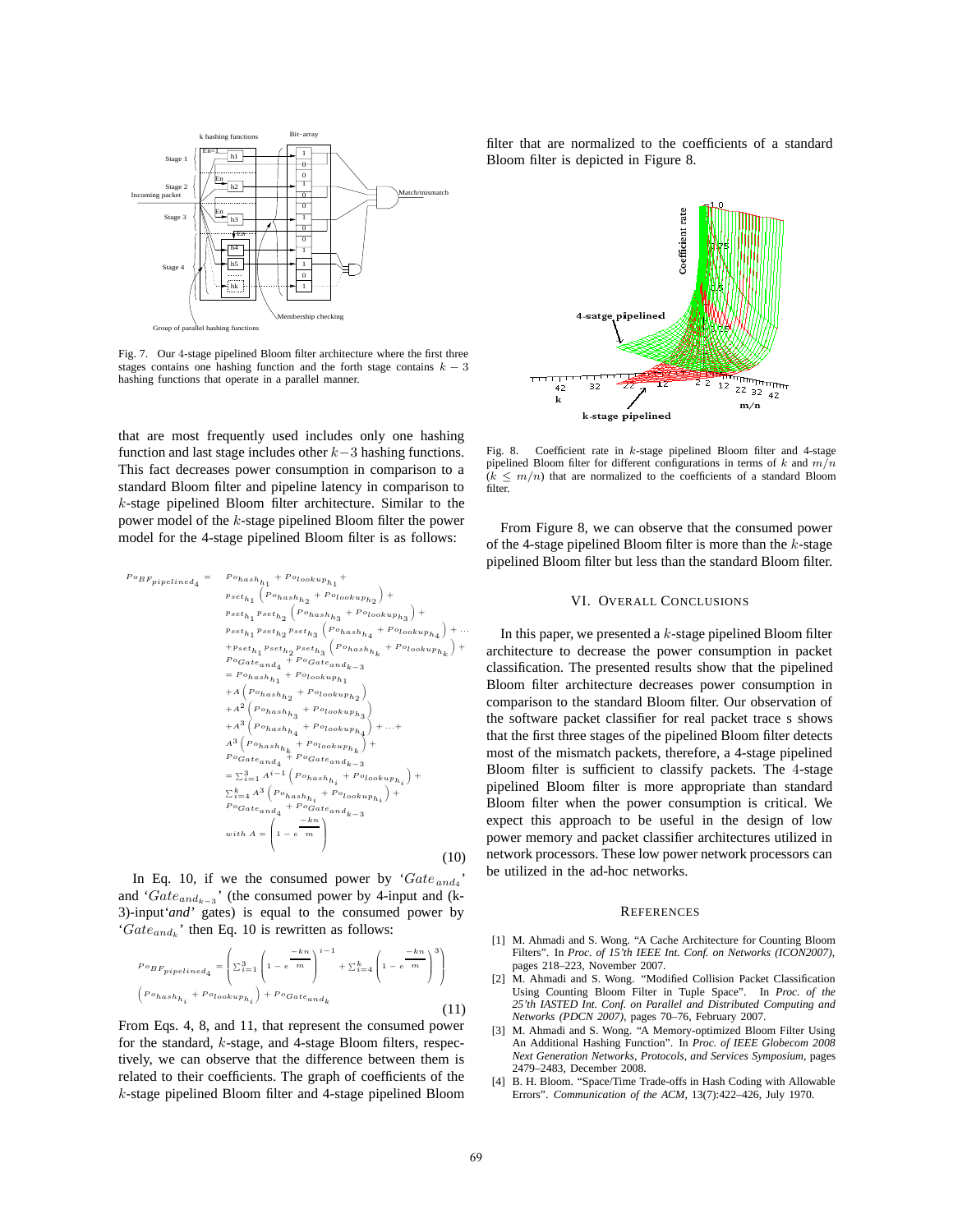Fig. 7. Our 4-stage pipelined Bloom filter architecture where the first three stages contains one hashing function and the forth stage contains $k-3$ hashing functions that operate in a parallel manner.

that are most frequently used includes only one hashing function and last stage includes other $k-3$ hashing functions. This fact decreases power consumption in comparison to a standard Bloom filter and pipeline latency in comparison to $k$-stage pipelined Bloom filter architecture. Similar to the power model of the $k$-stage pipelined Bloom filter the power model for the 4-stage pipelined Bloom filter is as follows:

$$
\begin{aligned}
Po_{BF_{pipelined_4}} = \; & Po_{hash_{h_1}} + Po_{lookup_{h_1}} + \\
& p_{set_{h_1}} \left( Po_{hash_{h_2}} + Po_{lookup_{h_2}} \right) + \\
& p_{set_{h_1}} p_{set_{h_2}} \left( Po_{hash_{h_3}} + Po_{lookup_{h_3}} \right) + \\
& p_{set_{h_1}} p_{set_{h_2}} p_{set_{h_3}} \left( Po_{hash_{h_4}} + Po_{lookup_{h_4}} \right) + \ldots \\
& + p_{set_{h_1}} p_{set_{h_2}} p_{set_{h_3}} \left( Po_{hash_{h_k}} + Po_{lookup_{h_k}} \right) + \\
& Po_{Gate_{and_4}} + Po_{Gate_{and_{k-3}}} \\
= \; & Po_{hash_{h_1}} + Po_{lookup_{h_1}} \\
& + A \left( Po_{hash_{h_2}} + Po_{lookup_{h_2}} \right) \\
& + A^2 \left( Po_{hash_{h_3}} + Po_{lookup_{h_3}} \right) \\
& + A^3 \left( Po_{hash_{h_4}} + Po_{lookup_{h_4}} \right) + \ldots + \\
& A^3 \left( Po_{hash_{h_k}} + Po_{lookup_{h_k}} \right) + \\
& Po_{Gate_{and_4}} + Po_{Gate_{and_{k-3}}} \\
= \; & \textstyle\sum_{i=1}^{3} A^{i-1} \left( Po_{hash_{h_i}} + Po_{lookup_{h_i}} \right) + \\
& \textstyle\sum_{i=4}^{k} A^{3} \left( Po_{hash_{h_i}} + Po_{lookup_{h_i}} \right) + \\
& Po_{Gate_{and_4}} + Po_{Gate_{and_{k-3}}} \\
& with\ A = \left( 1 - e^{\frac{-kn}{m}} \right)
\end{aligned}
\tag{10}
$$

In Eq. 10, if we the consumed power by '$Gate_{and_4}$' and '$Gate_{and_{k-3}}$' (the consumed power by 4-input and (k-3)-input'*and*' gates) is equal to the consumed power by '$Gate_{and_k}$' then Eq. 10 is rewritten as follows:

$$
Po_{BF_{pipelined_4}} = \left( \textstyle\sum_{i=1}^{3} \left( 1 - e^{\frac{-kn}{m}} \right)^{i-1} + \sum_{i=4}^{k} \left( 1 - e^{\frac{-kn}{m}} \right)^{3} \right) \left( Po_{hash_{h_i}} + Po_{lookup_{h_i}} \right) + Po_{Gate_{and_k}}
\tag{11}
$$

From Eqs. 4, 8, and 11, that represent the consumed power for the standard, $k$-stage, and 4-stage Bloom filters, respectively, we can observe that the difference between them is related to their coefficients. The graph of coefficients of the $k$-stage pipelined Bloom filter and 4-stage pipelined Bloom filter that are normalized to the coefficients of a standard Bloom filter is depicted in Figure 8.

Fig. 8. Coefficient rate in $k$-stage pipelined Bloom filter and 4-stage pipelined Bloom filter for different configurations in terms of $k$ and $m/n$ ($k \leq m/n$) that are normalized to the coefficients of a standard Bloom filter.

From Figure 8, we can observe that the consumed power of the 4-stage pipelined Bloom filter is more than the $k$-stage pipelined Bloom filter but less than the standard Bloom filter.

## VI. Overall Conclusions

In this paper, we presented a $k$-stage pipelined Bloom filter architecture to decrease the power consumption in packet classification. The presented results show that the pipelined Bloom filter architecture decreases power consumption in comparison to the standard Bloom filter. Our observation of the software packet classifier for real packet trace s shows that the first three stages of the pipelined Bloom filter detects most of the mismatch packets, therefore, a 4-stage pipelined Bloom filter is sufficient to classify packets. The 4-stage pipelined Bloom filter is more appropriate than standard Bloom filter when the power consumption is critical. We expect this approach to be useful in the design of low power memory and packet classifier architectures utilized in network processors. These low power network processors can be utilized in the ad-hoc networks.

## References

[1] M. Ahmadi and S. Wong. "A Cache Architecture for Counting Bloom Filters". In *Proc. of 15'th IEEE Int. Conf. on Networks (ICON2007)*, pages 218–223, November 2007.

[2] M. Ahmadi and S. Wong. "Modified Collision Packet Classification Using Counting Bloom Filter in Tuple Space". In *Proc. of the 25'th IASTED Int. Conf. on Parallel and Distributed Computing and Networks (PDCN 2007)*, pages 70–76, February 2007.

[3] M. Ahmadi and S. Wong. "A Memory-optimized Bloom Filter Using An Additional Hashing Function". In *Proc. of IEEE Globecom 2008 Next Generation Networks, Protocols, and Services Symposium*, pages 2479–2483, December 2008.

[4] B. H. Bloom. "Space/Time Trade-offs in Hash Coding with Allowable Errors". *Communication of the ACM*, 13(7):422–426, July 1970.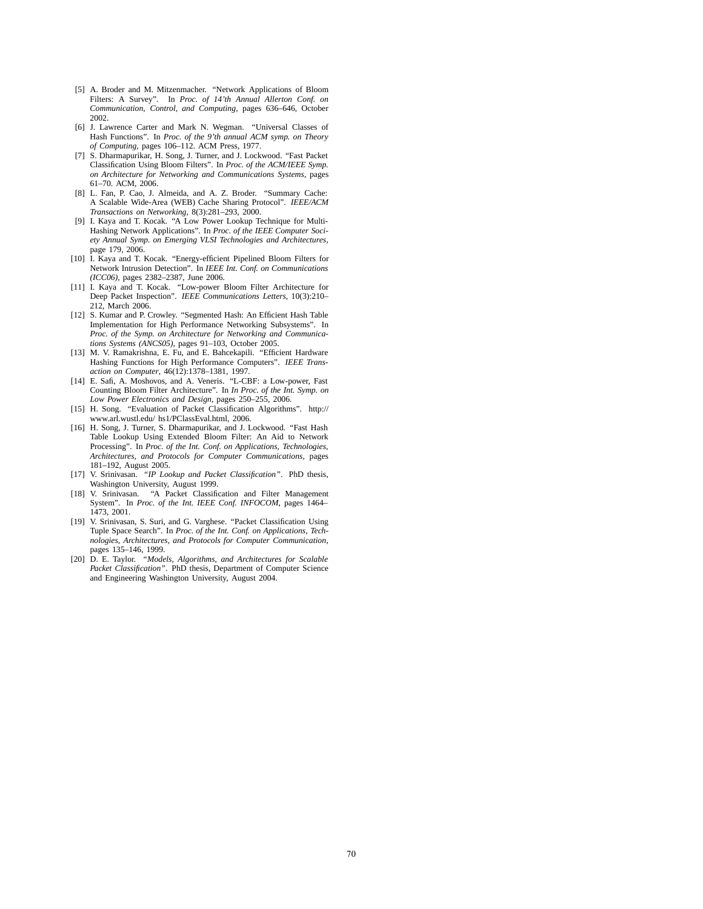[5] A. Broder and M. Mitzenmacher. "Network Applications of Bloom Filters: A Survey". In *Proc. of 14'th Annual Allerton Conf. on Communication, Control, and Computing*, pages 636–646, October 2002.

[6] J. Lawrence Carter and Mark N. Wegman. "Universal Classes of Hash Functions". In *Proc. of the 9'th annual ACM symp. on Theory of Computing*, pages 106–112. ACM Press, 1977.

[7] S. Dharmapurikar, H. Song, J. Turner, and J. Lockwood. "Fast Packet Classification Using Bloom Filters". In *Proc. of the ACM/IEEE Symp. on Architecture for Networking and Communications Systems*, pages 61–70. ACM, 2006.

[8] L. Fan, P. Cao, J. Almeida, and A. Z. Broder. "Summary Cache: A Scalable Wide-Area (WEB) Cache Sharing Protocol". *IEEE/ACM Transactions on Networking*, 8(3):281–293, 2000.

[9] I. Kaya and T. Kocak. "A Low Power Lookup Technique for Multi-Hashing Network Applications". In *Proc. of the IEEE Computer Society Annual Symp. on Emerging VLSI Technologies and Architectures*, page 179, 2006.

[10] I. Kaya and T. Kocak. "Energy-efficient Pipelined Bloom Filters for Network Intrusion Detection". In *IEEE Int. Conf. on Communications (ICC06)*, pages 2382–2387, June 2006.

[11] I. Kaya and T. Kocak. "Low-power Bloom Filter Architecture for Deep Packet Inspection". *IEEE Communications Letters*, 10(3):210–212, March 2006.

[12] S. Kumar and P. Crowley. "Segmented Hash: An Efficient Hash Table Implementation for High Performance Networking Subsystems". In *Proc. of the Symp. on Architecture for Networking and Communications Systems (ANCS05)*, pages 91–103, October 2005.

[13] M. V. Ramakrishna, E. Fu, and E. Bahcekapili. "Efficient Hardware Hashing Functions for High Performance Computers". *IEEE Transaction on Computer*, 46(12):1378–1381, 1997.

[14] E. Safi, A. Moshovos, and A. Veneris. "L-CBF: a Low-power, Fast Counting Bloom Filter Architecture". In *In Proc. of the Int. Symp. on Low Power Electronics and Design*, pages 250–255, 2006.

[15] H. Song. "Evaluation of Packet Classification Algorithms". http://www.arl.wustl.edu/ hs1/PClassEval.html, 2006.

[16] H. Song, J. Turner, S. Dharmapurikar, and J. Lockwood. "Fast Hash Table Lookup Using Extended Bloom Filter: An Aid to Network Processing". In *Proc. of the Int. Conf. on Applications, Technologies, Architectures, and Protocols for Computer Communications*, pages 181–192, August 2005.

[17] V. Srinivasan. *"IP Lookup and Packet Classification"*. PhD thesis, Washington University, August 1999.

[18] V. Srinivasan. "A Packet Classification and Filter Management System". In *Proc. of the Int. IEEE Conf. INFOCOM*, pages 1464–1473, 2001.

[19] V. Srinivasan, S. Suri, and G. Varghese. "Packet Classification Using Tuple Space Search". In *Proc. of the Int. Conf. on Applications, Technologies, Architectures, and Protocols for Computer Communication*, pages 135–146, 1999.

[20] D. E. Taylor. *"Models, Algorithms, and Architectures for Scalable Packet Classification"*. PhD thesis, Department of Computer Science and Engineering Washington University, August 2004.